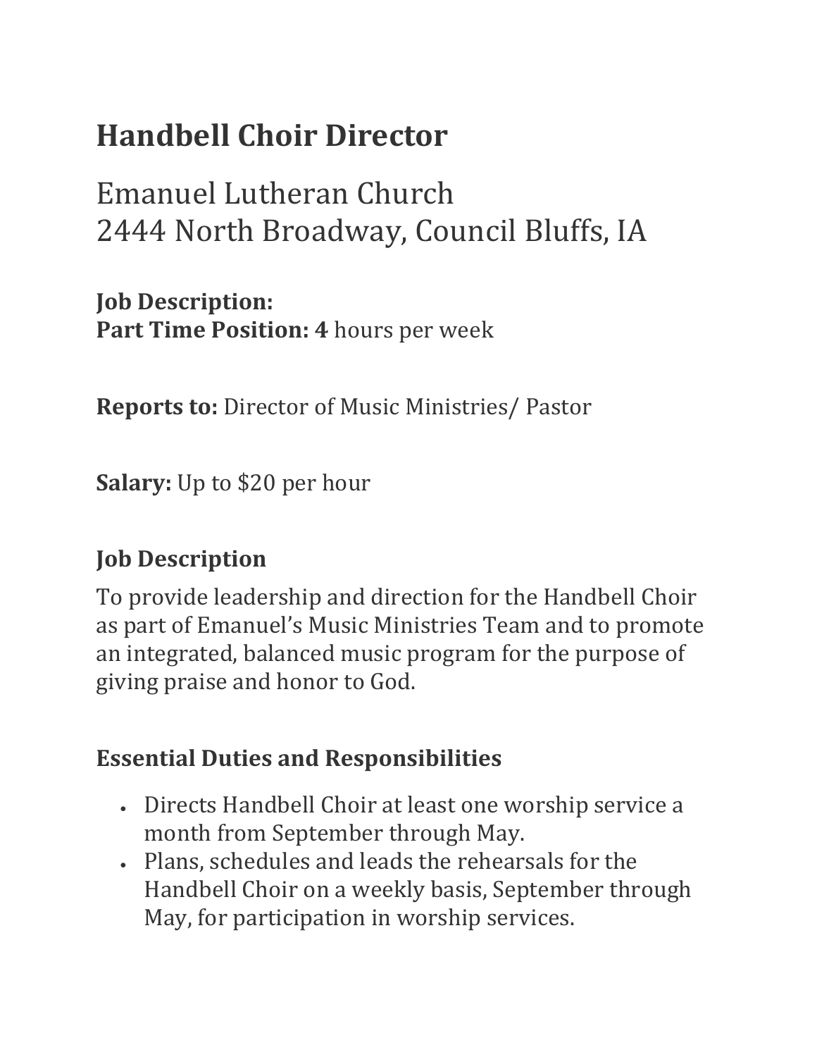# Handbell Choir Director

Emanuel Lutheran Church
2444 North Broadway, Council Bluffs, IA

**Job Description:**
**Part Time Position: 4** hours per week

**Reports to:** Director of Music Ministries/ Pastor

**Salary:** Up to $20 per hour

## Job Description

To provide leadership and direction for the Handbell Choir as part of Emanuel's Music Ministries Team and to promote an integrated, balanced music program for the purpose of giving praise and honor to God.

## Essential Duties and Responsibilities

- Directs Handbell Choir at least one worship service a month from September through May.
- Plans, schedules and leads the rehearsals for the Handbell Choir on a weekly basis, September through May, for participation in worship services.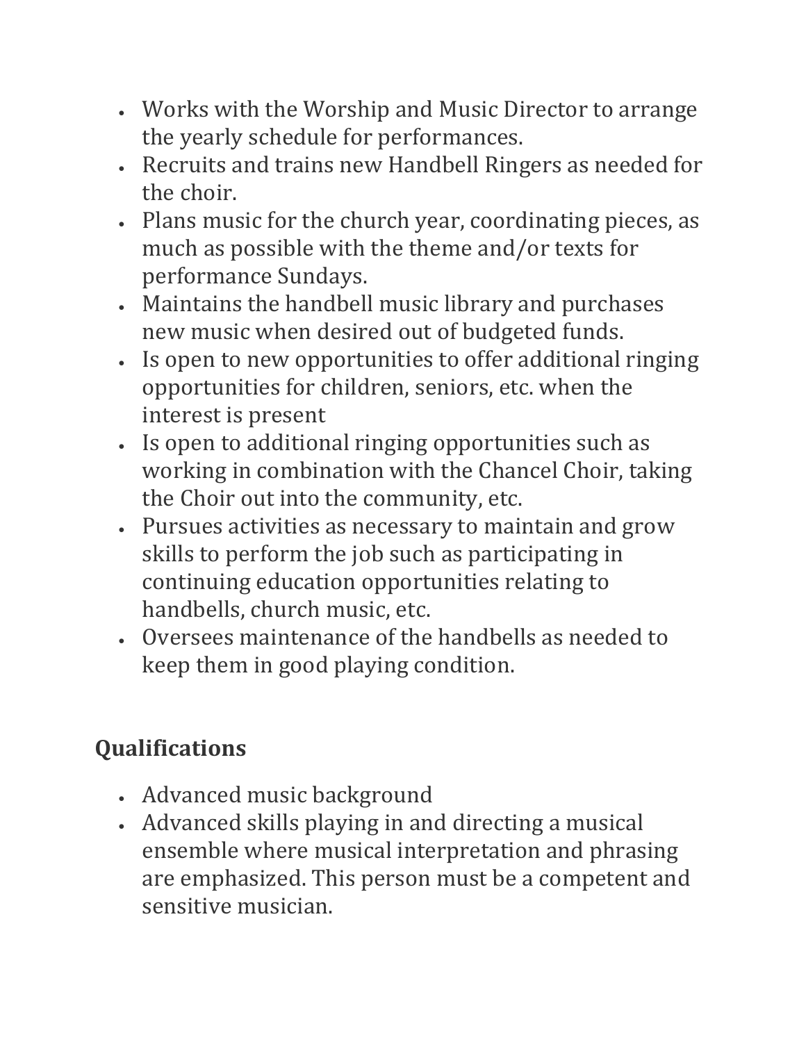- Works with the Worship and Music Director to arrange the yearly schedule for performances.
- Recruits and trains new Handbell Ringers as needed for the choir.
- Plans music for the church year, coordinating pieces, as much as possible with the theme and/or texts for performance Sundays.
- Maintains the handbell music library and purchases new music when desired out of budgeted funds.
- Is open to new opportunities to offer additional ringing opportunities for children, seniors, etc. when the interest is present
- Is open to additional ringing opportunities such as working in combination with the Chancel Choir, taking the Choir out into the community, etc.
- Pursues activities as necessary to maintain and grow skills to perform the job such as participating in continuing education opportunities relating to handbells, church music, etc.
- Oversees maintenance of the handbells as needed to keep them in good playing condition.

## Qualifications

- Advanced music background
- Advanced skills playing in and directing a musical ensemble where musical interpretation and phrasing are emphasized. This person must be a competent and sensitive musician.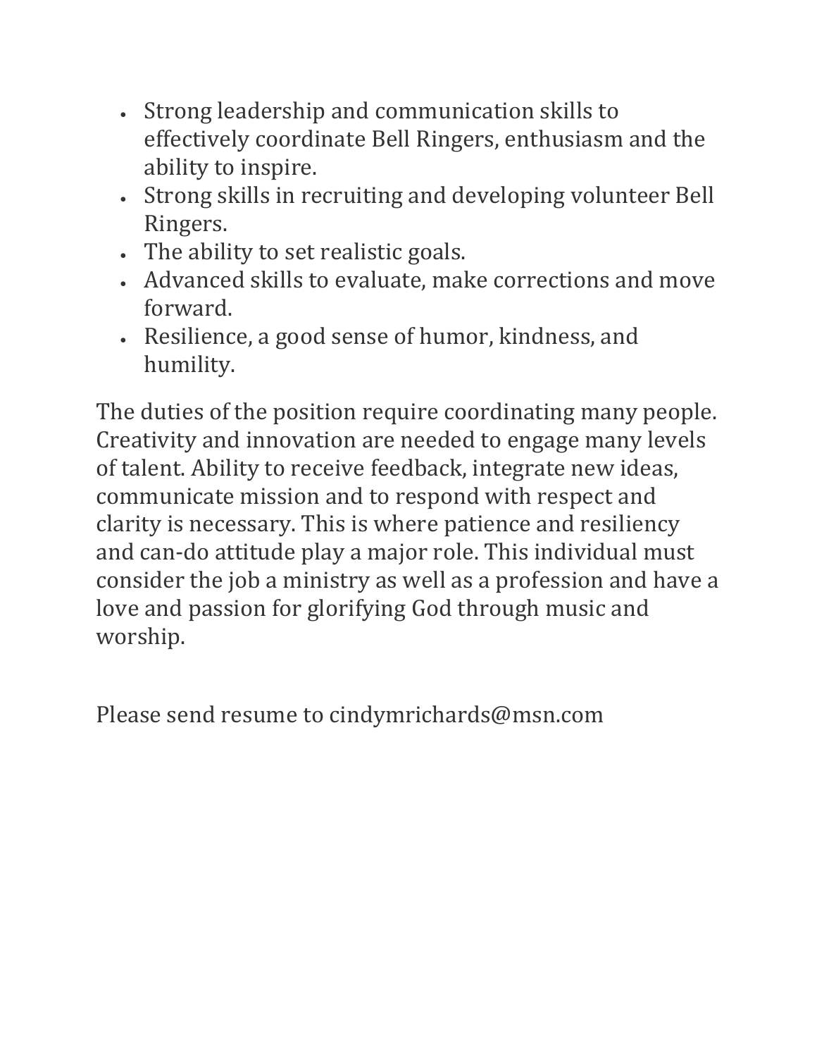- Strong leadership and communication skills to effectively coordinate Bell Ringers, enthusiasm and the ability to inspire.
- Strong skills in recruiting and developing volunteer Bell Ringers.
- The ability to set realistic goals.
- Advanced skills to evaluate, make corrections and move forward.
- Resilience, a good sense of humor, kindness, and humility.

The duties of the position require coordinating many people. Creativity and innovation are needed to engage many levels of talent. Ability to receive feedback, integrate new ideas, communicate mission and to respond with respect and clarity is necessary. This is where patience and resiliency and can-do attitude play a major role. This individual must consider the job a ministry as well as a profession and have a love and passion for glorifying God through music and worship.

Please send resume to cindymrichards@msn.com